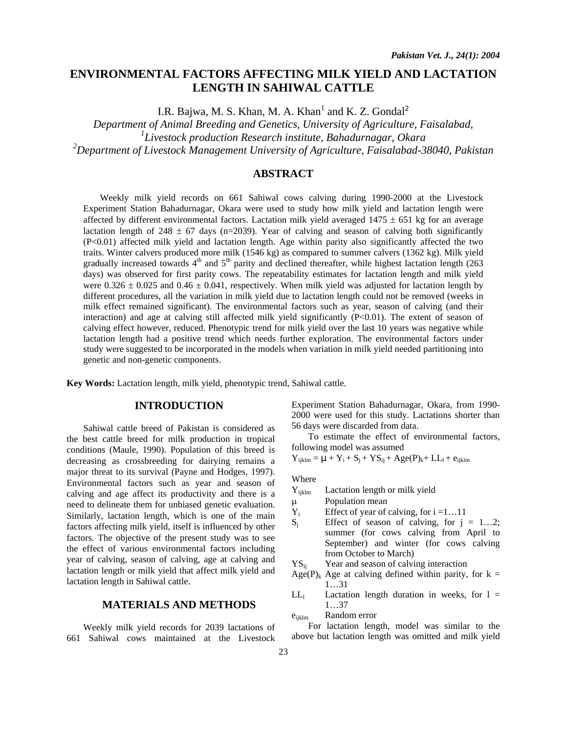# ENVIRONMENTAL FACTORS AFFECTING MILK YIELD AND LACTATION LENGTH IN SAHIWAL CATTLE

I.R. Bajwa, M. S. Khan, M. A. Khan[1] and K. Z. Gondal[2]

*Department of Animal Breeding and Genetics, University of Agriculture, Faisalabad,*
*[1]Livestock production Research institute, Bahadurnagar, Okara*
*[2]Department of Livestock Management University of Agriculture, Faisalabad-38040, Pakistan*

## ABSTRACT

Weekly milk yield records on 661 Sahiwal cows calving during 1990-2000 at the Livestock Experiment Station Bahadurnagar, Okara were used to study how milk yield and lactation length were affected by different environmental factors. Lactation milk yield averaged 1475 ± 651 kg for an average lactation length of 248 ± 67 days (n=2039). Year of calving and season of calving both significantly (P<0.01) affected milk yield and lactation length. Age within parity also significantly affected the two traits. Winter calvers produced more milk (1546 kg) as compared to summer calvers (1362 kg). Milk yield gradually increased towards 4th and 5th parity and declined thereafter, while highest lactation length (263 days) was observed for first parity cows. The repeatability estimates for lactation length and milk yield were 0.326 ± 0.025 and 0.46 ± 0.041, respectively. When milk yield was adjusted for lactation length by different procedures, all the variation in milk yield due to lactation length could not be removed (weeks in milk effect remained significant). The environmental factors such as year, season of calving (and their interaction) and age at calving still affected milk yield significantly (P<0.01). The extent of season of calving effect however, reduced. Phenotypic trend for milk yield over the last 10 years was negative while lactation length had a positive trend which needs further exploration. The environmental factors under study were suggested to be incorporated in the models when variation in milk yield needed partitioning into genetic and non-genetic components.

**Key Words:** Lactation length, milk yield, phenotypic trend, Sahiwal cattle.

## INTRODUCTION

Sahiwal cattle breed of Pakistan is considered as the best cattle breed for milk production in tropical conditions (Maule, 1990). Population of this breed is decreasing as crossbreeding for dairying remains a major threat to its survival (Payne and Hodges, 1997). Environmental factors such as year and season of calving and age affect its productivity and there is a need to delineate them for unbiased genetic evaluation. Similarly, lactation length, which is one of the main factors affecting milk yield, itself is influenced by other factors. The objective of the present study was to see the effect of various environmental factors including year of calving, season of calving, age at calving and lactation length or milk yield that affect milk yield and lactation length in Sahiwal cattle.

## MATERIALS AND METHODS

Weekly milk yield records for 2039 lactations of 661 Sahiwal cows maintained at the Livestock Experiment Station Bahadurnagar, Okara, from 1990-2000 were used for this study. Lactations shorter than 56 days were discarded from data.

To estimate the effect of environmental factors, following model was assumed

$$Y_{ijklm} = \mu + Y_i + S_j + YS_{ij} + Age(P)_k + LL_l + e_{ijklm}$$

Where

- $Y_{ijklm}$ Lactation length or milk yield
- $\mu$ Population mean
- $Y_i$ Effect of year of calving, for i =1…11
- $S_j$ Effect of season of calving, for j = 1…2; summer (for cows calving from April to September) and winter (for cows calving from October to March)
- $YS_{ij}$ Year and season of calving interaction
- $Age(P)_k$ Age at calving defined within parity, for k = 1…31
- $LL_l$ Lactation length duration in weeks, for l = 1…37
- $e_{ijklm}$ Random error

For lactation length, model was similar to the above but lactation length was omitted and milk yield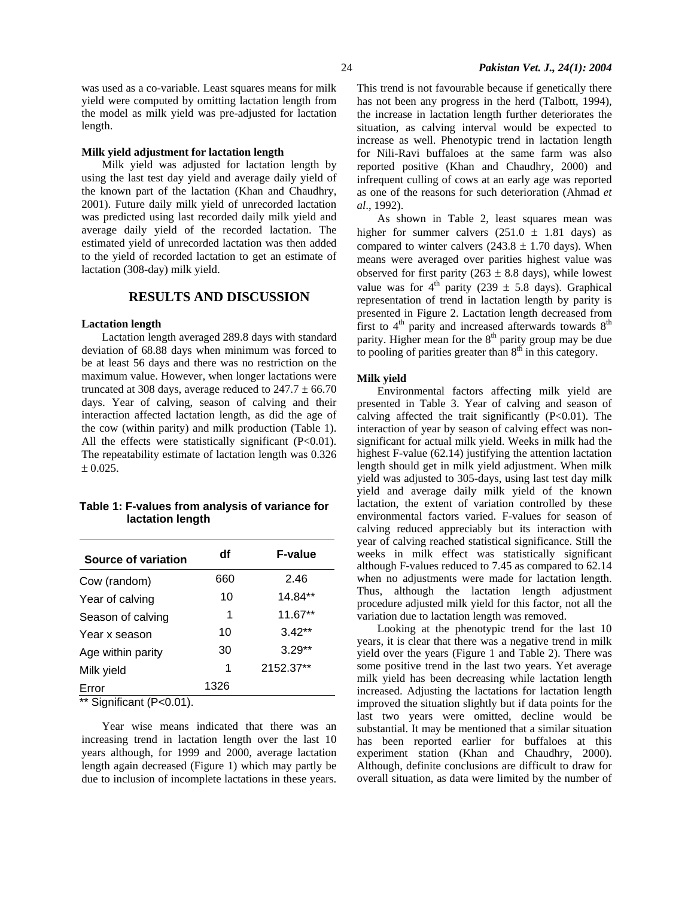was used as a co-variable. Least squares means for milk yield were computed by omitting lactation length from the model as milk yield was pre-adjusted for lactation length.

**Milk yield adjustment for lactation length**

Milk yield was adjusted for lactation length by using the last test day yield and average daily yield of the known part of the lactation (Khan and Chaudhry, 2001). Future daily milk yield of unrecorded lactation was predicted using last recorded daily milk yield and average daily yield of the recorded lactation. The estimated yield of unrecorded lactation was then added to the yield of recorded lactation to get an estimate of lactation (308-day) milk yield.

## RESULTS AND DISCUSSION

**Lactation length**

Lactation length averaged 289.8 days with standard deviation of 68.88 days when minimum was forced to be at least 56 days and there was no restriction on the maximum value. However, when longer lactations were truncated at 308 days, average reduced to $247.7 \pm 66.70$ days. Year of calving, season of calving and their interaction affected lactation length, as did the age of the cow (within parity) and milk production (Table 1). All the effects were statistically significant ($P<0.01$). The repeatability estimate of lactation length was $0.326 \pm 0.025$.

**Table 1: F-values from analysis of variance for lactation length**

| Source of variation | df | F-value |
|---|---|---|
| Cow (random) | 660 | 2.46 |
| Year of calving | 10 | 14.84** |
| Season of calving | 1 | 11.67** |
| Year x season | 10 | 3.42** |
| Age within parity | 30 | 3.29** |
| Milk yield | 1 | 2152.37** |
| Error | 1326 | |

** Significant ($P<0.01$).

Year wise means indicated that there was an increasing trend in lactation length over the last 10 years although, for 1999 and 2000, average lactation length again decreased (Figure 1) which may partly be due to inclusion of incomplete lactations in these years. This trend is not favourable because if genetically there has not been any progress in the herd (Talbott, 1994), the increase in lactation length further deteriorates the situation, as calving interval would be expected to increase as well. Phenotypic trend in lactation length for Nili-Ravi buffaloes at the same farm was also reported positive (Khan and Chaudhry, 2000) and infrequent culling of cows at an early age was reported as one of the reasons for such deterioration (Ahmad *et al*., 1992).

As shown in Table 2, least squares mean was higher for summer calvers ($251.0 \pm 1.81$ days) as compared to winter calvers ($243.8 \pm 1.70$ days). When means were averaged over parities highest value was observed for first parity ($263 \pm 8.8$ days), while lowest value was for 4$^{th}$ parity ($239 \pm 5.8$ days). Graphical representation of trend in lactation length by parity is presented in Figure 2. Lactation length decreased from first to 4$^{th}$ parity and increased afterwards towards 8$^{th}$ parity. Higher mean for the 8$^{th}$ parity group may be due to pooling of parities greater than 8$^{th}$ in this category.

**Milk yield**

Environmental factors affecting milk yield are presented in Table 3. Year of calving and season of calving affected the trait significantly ($P<0.01$). The interaction of year by season of calving effect was non-significant for actual milk yield. Weeks in milk had the highest F-value (62.14) justifying the attention lactation length should get in milk yield adjustment. When milk yield was adjusted to 305-days, using last test day milk yield and average daily milk yield of the known lactation, the extent of variation controlled by these environmental factors varied. F-values for season of calving reduced appreciably but its interaction with year of calving reached statistical significance. Still the weeks in milk effect was statistically significant although F-values reduced to 7.45 as compared to 62.14 when no adjustments were made for lactation length. Thus, although the lactation length adjustment procedure adjusted milk yield for this factor, not all the variation due to lactation length was removed.

Looking at the phenotypic trend for the last 10 years, it is clear that there was a negative trend in milk yield over the years (Figure 1 and Table 2). There was some positive trend in the last two years. Yet average milk yield has been decreasing while lactation length increased. Adjusting the lactations for lactation length improved the situation slightly but if data points for the last two years were omitted, decline would be substantial. It may be mentioned that a similar situation has been reported earlier for buffaloes at this experiment station (Khan and Chaudhry, 2000). Although, definite conclusions are difficult to draw for overall situation, as data were limited by the number of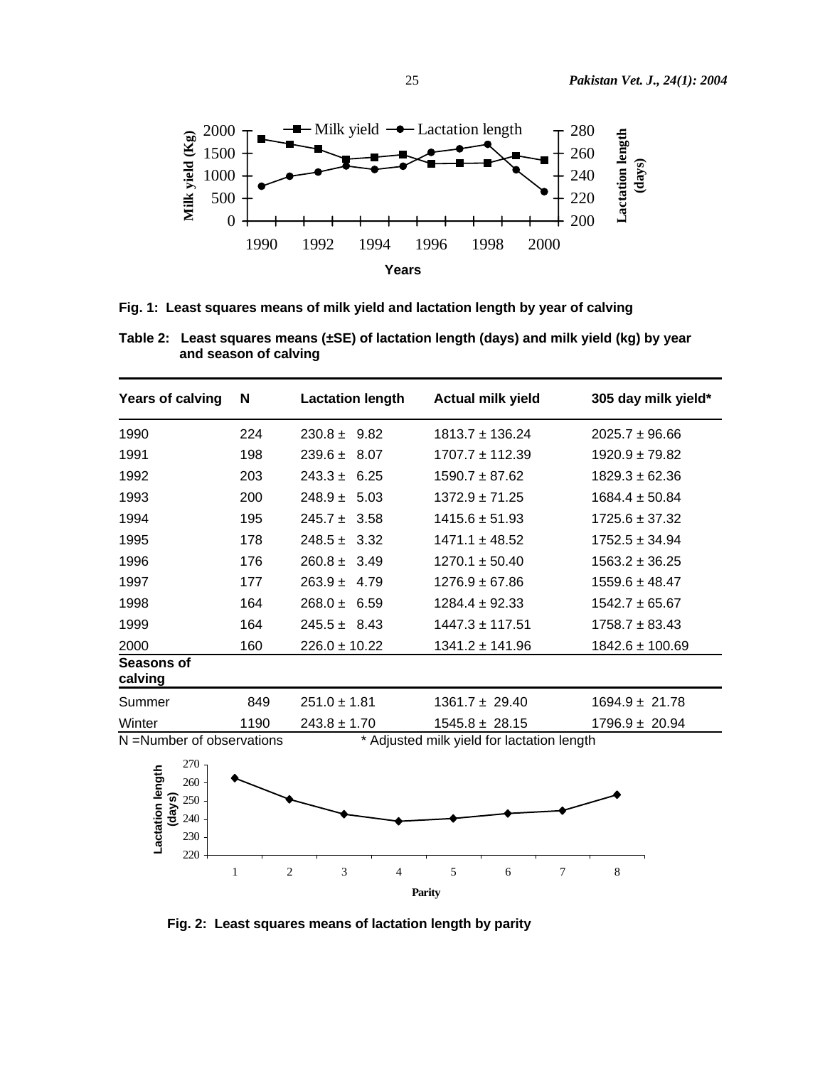**Fig. 1: Least squares means of milk yield and lactation length by year of calving**

**Table 2: Least squares means (±SE) of lactation length (days) and milk yield (kg) by year and season of calving**

| Years of calving | N | Lactation length | Actual milk yield | 305 day milk yield* |
|---|---|---|---|---|
| 1990 | 224 | 230.8 ± 9.82 | 1813.7 ± 136.24 | 2025.7 ± 96.66 |
| 1991 | 198 | 239.6 ± 8.07 | 1707.7 ± 112.39 | 1920.9 ± 79.82 |
| 1992 | 203 | 243.3 ± 6.25 | 1590.7 ± 87.62 | 1829.3 ± 62.36 |
| 1993 | 200 | 248.9 ± 5.03 | 1372.9 ± 71.25 | 1684.4 ± 50.84 |
| 1994 | 195 | 245.7 ± 3.58 | 1415.6 ± 51.93 | 1725.6 ± 37.32 |
| 1995 | 178 | 248.5 ± 3.32 | 1471.1 ± 48.52 | 1752.5 ± 34.94 |
| 1996 | 176 | 260.8 ± 3.49 | 1270.1 ± 50.40 | 1563.2 ± 36.25 |
| 1997 | 177 | 263.9 ± 4.79 | 1276.9 ± 67.86 | 1559.6 ± 48.47 |
| 1998 | 164 | 268.0 ± 6.59 | 1284.4 ± 92.33 | 1542.7 ± 65.67 |
| 1999 | 164 | 245.5 ± 8.43 | 1447.3 ± 117.51 | 1758.7 ± 83.43 |
| 2000 | 160 | 226.0 ± 10.22 | 1341.2 ± 141.96 | 1842.6 ± 100.69 |
| **Seasons of calving** | | | | |
| Summer | 849 | 251.0 ± 1.81 | 1361.7 ± 29.40 | 1694.9 ± 21.78 |
| Winter | 1190 | 243.8 ± 1.70 | 1545.8 ± 28.15 | 1796.9 ± 20.94 |

N =Number of observations &nbsp;&nbsp;&nbsp;&nbsp; * Adjusted milk yield for lactation length

**Fig. 2: Least squares means of lactation length by parity**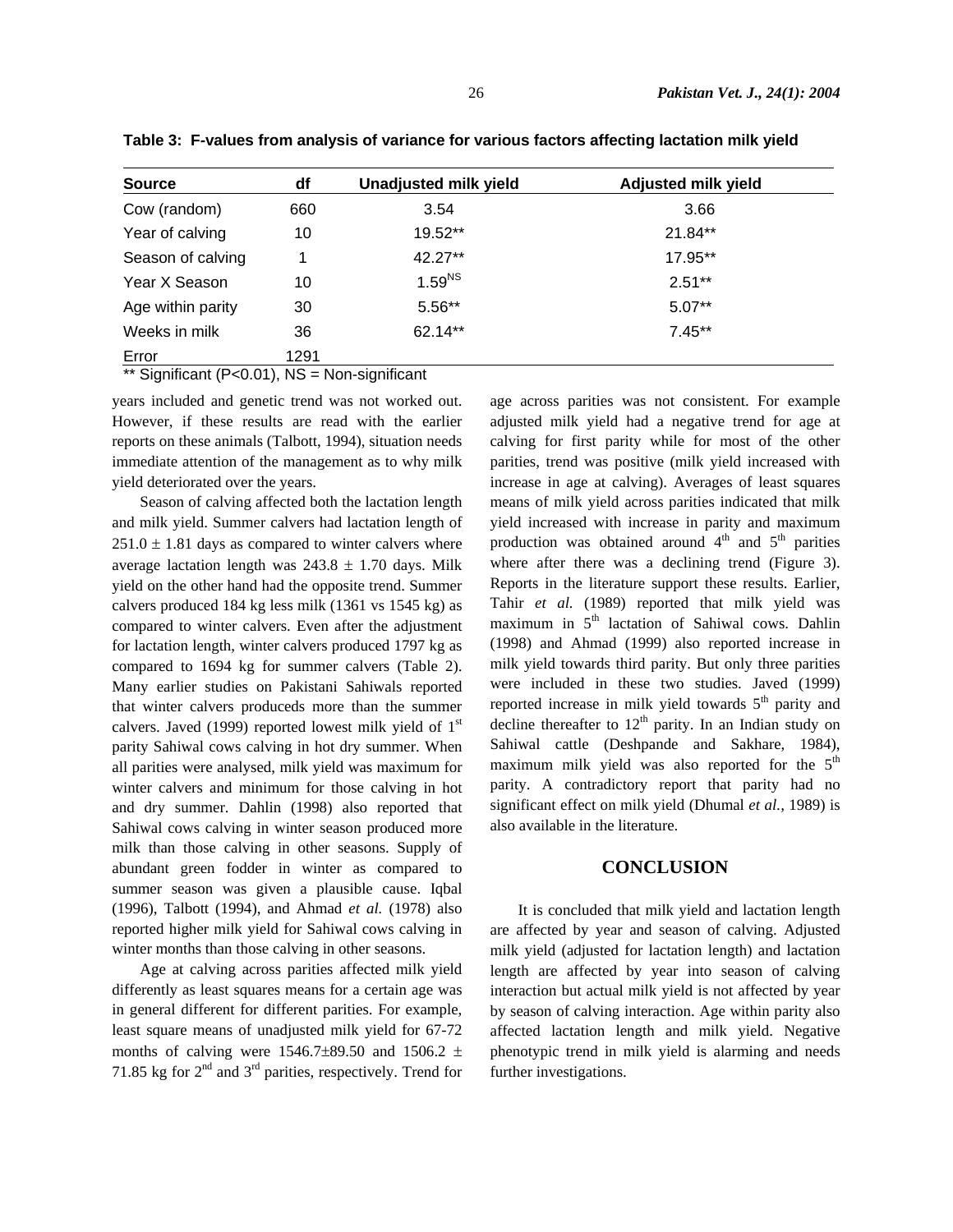**Table 3: F-values from analysis of variance for various factors affecting lactation milk yield**

| Source | df | Unadjusted milk yield | Adjusted milk yield |
|---|---|---|---|
| Cow (random) | 660 | 3.54 | 3.66 |
| Year of calving | 10 | 19.52** | 21.84** |
| Season of calving | 1 | 42.27** | 17.95** |
| Year X Season | 10 | $1.59^{NS}$ | 2.51** |
| Age within parity | 30 | 5.56** | 5.07** |
| Weeks in milk | 36 | 62.14** | 7.45** |
| Error | 1291 | | |

** Significant (P<0.01), NS = Non-significant

years included and genetic trend was not worked out. However, if these results are read with the earlier reports on these animals (Talbott, 1994), situation needs immediate attention of the management as to why milk yield deteriorated over the years.

Season of calving affected both the lactation length and milk yield. Summer calvers had lactation length of $251.0 \pm 1.81$ days as compared to winter calvers where average lactation length was $243.8 \pm 1.70$ days. Milk yield on the other hand had the opposite trend. Summer calvers produced 184 kg less milk (1361 vs 1545 kg) as compared to winter calvers. Even after the adjustment for lactation length, winter calvers produced 1797 kg as compared to 1694 kg for summer calvers (Table 2). Many earlier studies on Pakistani Sahiwals reported that winter calvers produceds more than the summer calvers. Javed (1999) reported lowest milk yield of 1st parity Sahiwal cows calving in hot dry summer. When all parities were analysed, milk yield was maximum for winter calvers and minimum for those calving in hot and dry summer. Dahlin (1998) also reported that Sahiwal cows calving in winter season produced more milk than those calving in other seasons. Supply of abundant green fodder in winter as compared to summer season was given a plausible cause. Iqbal (1996), Talbott (1994), and Ahmad *et al.* (1978) also reported higher milk yield for Sahiwal cows calving in winter months than those calving in other seasons.

Age at calving across parities affected milk yield differently as least squares means for a certain age was in general different for different parities. For example, least square means of unadjusted milk yield for 67-72 months of calving were $1546.7 \pm 89.50$ and $1506.2 \pm 71.85$ kg for 2nd and 3rd parities, respectively. Trend for age across parities was not consistent. For example adjusted milk yield had a negative trend for age at calving for first parity while for most of the other parities, trend was positive (milk yield increased with increase in age at calving). Averages of least squares means of milk yield across parities indicated that milk yield increased with increase in parity and maximum production was obtained around 4th and 5th parities where after there was a declining trend (Figure 3). Reports in the literature support these results. Earlier, Tahir *et al.* (1989) reported that milk yield was maximum in 5th lactation of Sahiwal cows. Dahlin (1998) and Ahmad (1999) also reported increase in milk yield towards third parity. But only three parities were included in these two studies. Javed (1999) reported increase in milk yield towards 5th parity and decline thereafter to 12th parity. In an Indian study on Sahiwal cattle (Deshpande and Sakhare, 1984), maximum milk yield was also reported for the 5th parity. A contradictory report that parity had no significant effect on milk yield (Dhumal *et al.*, 1989) is also available in the literature.

## CONCLUSION

It is concluded that milk yield and lactation length are affected by year and season of calving. Adjusted milk yield (adjusted for lactation length) and lactation length are affected by year into season of calving interaction but actual milk yield is not affected by year by season of calving interaction. Age within parity also affected lactation length and milk yield. Negative phenotypic trend in milk yield is alarming and needs further investigations.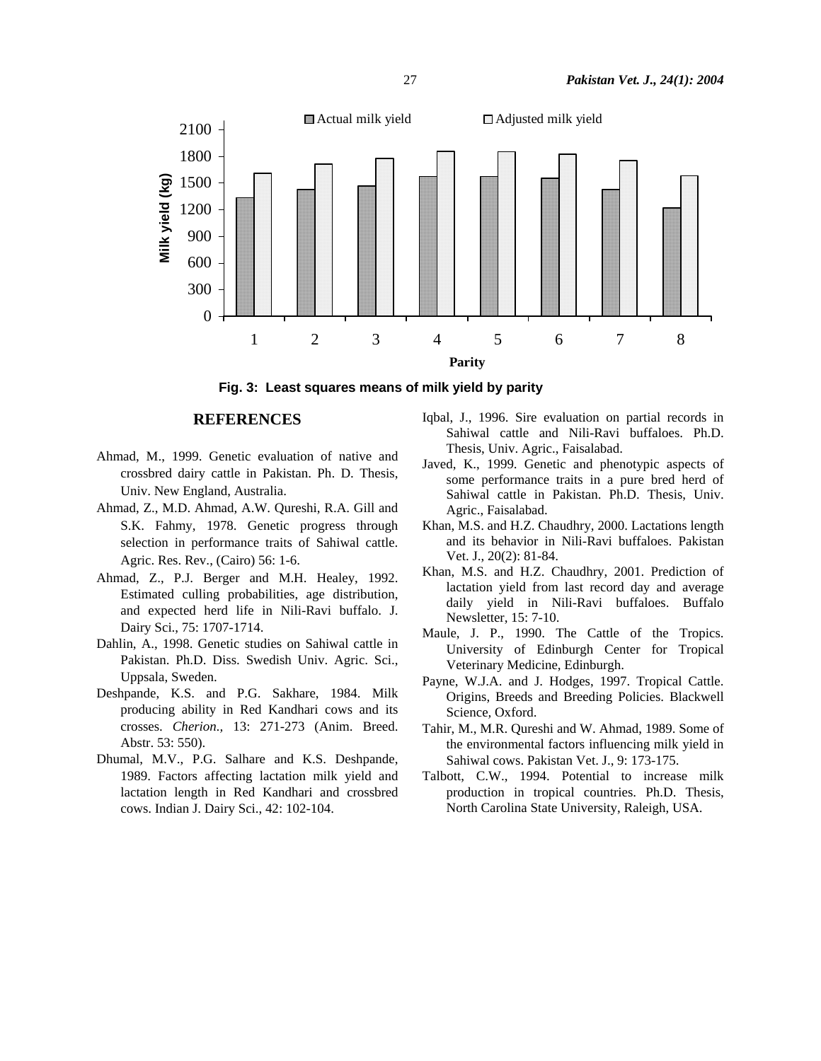Actual milk yield
Adjusted milk yield

Milk yield (kg)

2100
1800
1500
1200
900
600
300
0

1 2 3 4 5 6 7 8

Parity

**Fig. 3: Least squares means of milk yield by parity**

## REFERENCES

Ahmad, M., 1999. Genetic evaluation of native and crossbred dairy cattle in Pakistan. Ph. D. Thesis, Univ. New England, Australia.

Ahmad, Z., M.D. Ahmad, A.W. Qureshi, R.A. Gill and S.K. Fahmy, 1978. Genetic progress through selection in performance traits of Sahiwal cattle. Agric. Res. Rev., (Cairo) 56: 1-6.

Ahmad, Z., P.J. Berger and M.H. Healey, 1992. Estimated culling probabilities, age distribution, and expected herd life in Nili-Ravi buffalo. J. Dairy Sci., 75: 1707-1714.

Dahlin, A., 1998. Genetic studies on Sahiwal cattle in Pakistan. Ph.D. Diss. Swedish Univ. Agric. Sci., Uppsala, Sweden.

Deshpande, K.S. and P.G. Sakhare, 1984. Milk producing ability in Red Kandhari cows and its crosses. *Cherion.,* 13: 271-273 (Anim. Breed. Abstr. 53: 550).

Dhumal, M.V., P.G. Salhare and K.S. Deshpande, 1989. Factors affecting lactation milk yield and lactation length in Red Kandhari and crossbred cows. Indian J. Dairy Sci., 42: 102-104.

Iqbal, J., 1996. Sire evaluation on partial records in Sahiwal cattle and Nili-Ravi buffaloes. Ph.D. Thesis, Univ. Agric., Faisalabad.

Javed, K., 1999. Genetic and phenotypic aspects of some performance traits in a pure bred herd of Sahiwal cattle in Pakistan. Ph.D. Thesis, Univ. Agric., Faisalabad.

Khan, M.S. and H.Z. Chaudhry, 2000. Lactations length and its behavior in Nili-Ravi buffaloes. Pakistan Vet. J., 20(2): 81-84.

Khan, M.S. and H.Z. Chaudhry, 2001. Prediction of lactation yield from last record day and average daily yield in Nili-Ravi buffaloes. Buffalo Newsletter, 15: 7-10.

Maule, J. P., 1990. The Cattle of the Tropics. University of Edinburgh Center for Tropical Veterinary Medicine, Edinburgh.

Payne, W.J.A. and J. Hodges, 1997. Tropical Cattle. Origins, Breeds and Breeding Policies. Blackwell Science, Oxford.

Tahir, M., M.R. Qureshi and W. Ahmad, 1989. Some of the environmental factors influencing milk yield in Sahiwal cows. Pakistan Vet. J., 9: 173-175.

Talbott, C.W., 1994. Potential to increase milk production in tropical countries. Ph.D. Thesis, North Carolina State University, Raleigh, USA.